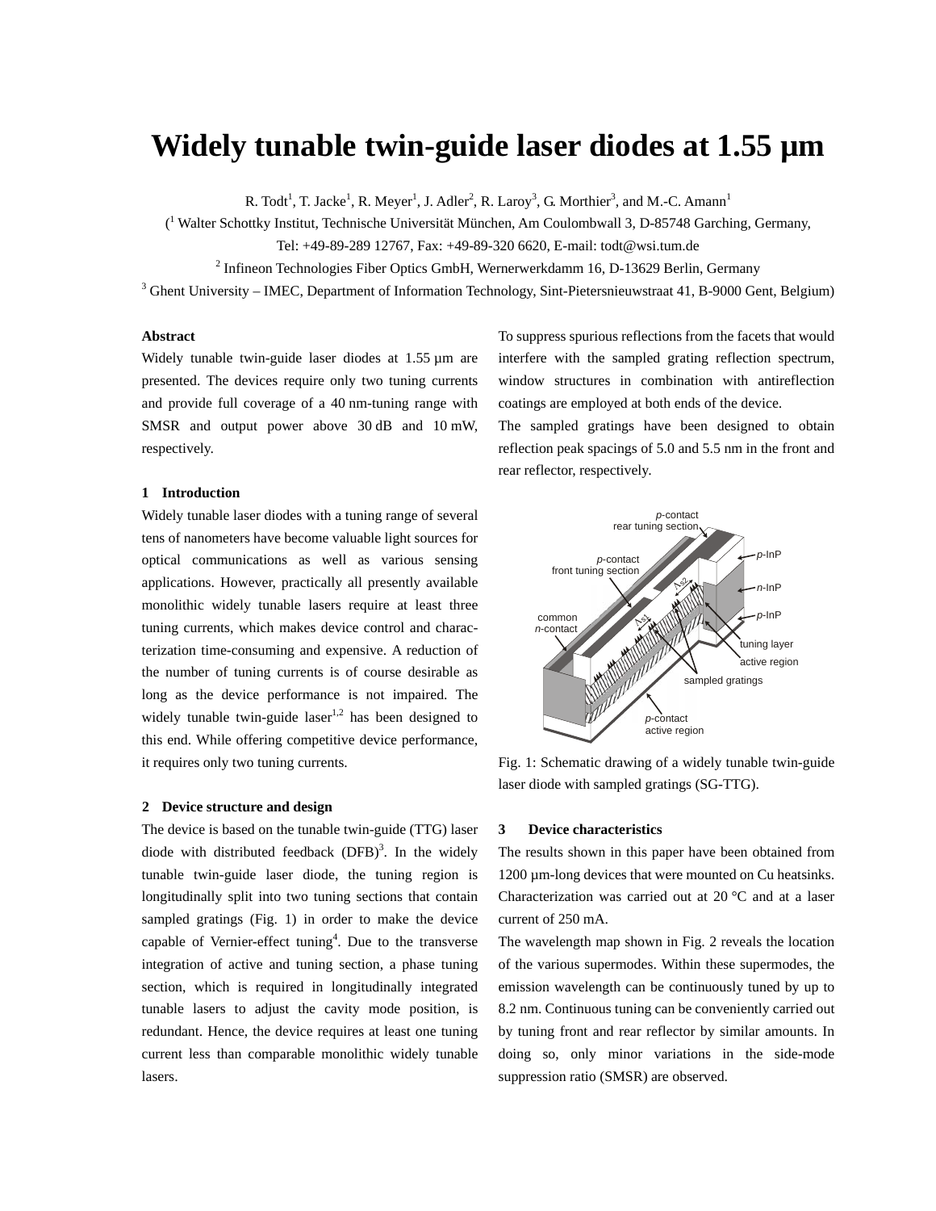# Widely tunable twin-guide laser diodes at 1.55 µm

R. Todt[1], T. Jacke[1], R. Meyer[1], J. Adler[2], R. Laroy[3], G. Morthier[3], and M.-C. Amann[1]

([1] Walter Schottky Institut, Technische Universität München, Am Coulombwall 3, D-85748 Garching, Germany,
Tel: +49-89-289 12767, Fax: +49-89-320 6620, E-mail: todt@wsi.tum.de

[2] Infineon Technologies Fiber Optics GmbH, Wernerwerkdamm 16, D-13629 Berlin, Germany

[3] Ghent University – IMEC, Department of Information Technology, Sint-Pietersnieuwstraat 41, B-9000 Gent, Belgium)

**Abstract**

Widely tunable twin-guide laser diodes at 1.55 µm are presented. The devices require only two tuning currents and provide full coverage of a 40 nm-tuning range with SMSR and output power above 30 dB and 10 mW, respectively.

### 1 Introduction

Widely tunable laser diodes with a tuning range of several tens of nanometers have become valuable light sources for optical communications as well as various sensing applications. However, practically all presently available monolithic widely tunable lasers require at least three tuning currents, which makes device control and characterization time-consuming and expensive. A reduction of the number of tuning currents is of course desirable as long as the device performance is not impaired. The widely tunable twin-guide laser[1,2] has been designed to this end. While offering competitive device performance, it requires only two tuning currents.

### 2 Device structure and design

The device is based on the tunable twin-guide (TTG) laser diode with distributed feedback (DFB)[3]. In the widely tunable twin-guide laser diode, the tuning region is longitudinally split into two tuning sections that contain sampled gratings (Fig. 1) in order to make the device capable of Vernier-effect tuning[4]. Due to the transverse integration of active and tuning section, a phase tuning section, which is required in longitudinally integrated tunable lasers to adjust the cavity mode position, is redundant. Hence, the device requires at least one tuning current less than comparable monolithic widely tunable lasers.

To suppress spurious reflections from the facets that would interfere with the sampled grating reflection spectrum, window structures in combination with antireflection coatings are employed at both ends of the device.

The sampled gratings have been designed to obtain reflection peak spacings of 5.0 and 5.5 nm in the front and rear reflector, respectively.

Fig. 1: Schematic drawing of a widely tunable twin-guide laser diode with sampled gratings (SG-TTG).

### 3 Device characteristics

The results shown in this paper have been obtained from 1200 µm-long devices that were mounted on Cu heatsinks. Characterization was carried out at 20 °C and at a laser current of 250 mA.

The wavelength map shown in Fig. 2 reveals the location of the various supermodes. Within these supermodes, the emission wavelength can be continuously tuned by up to 8.2 nm. Continuous tuning can be conveniently carried out by tuning front and rear reflector by similar amounts. In doing so, only minor variations in the side-mode suppression ratio (SMSR) are observed.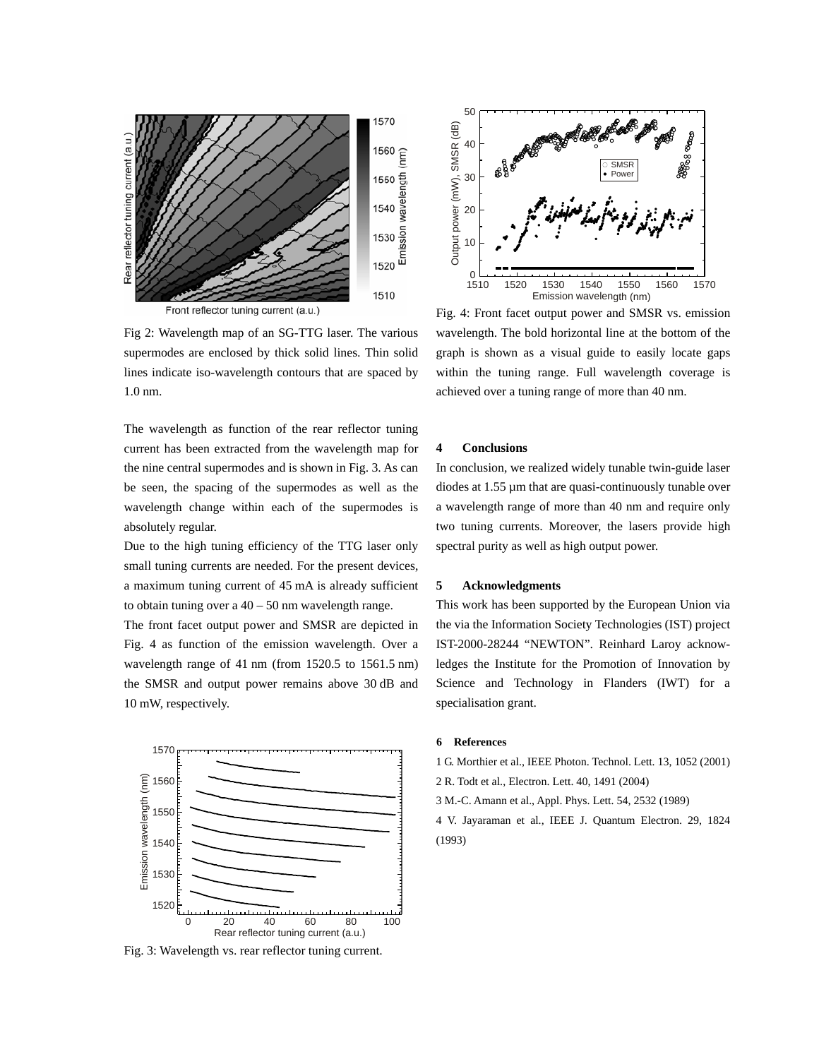Front reflector tuning current (a.u.)

Rear reflector tuning current (a.u.)

Emission wavelength (nm)

1570
1560
1550
1540
1530
1520
1510

Fig 2: Wavelength map of an SG-TTG laser. The various supermodes are enclosed by thick solid lines. Thin solid lines indicate iso-wavelength contours that are spaced by 1.0 nm.

The wavelength as function of the rear reflector tuning current has been extracted from the wavelength map for the nine central supermodes and is shown in Fig. 3. As can be seen, the spacing of the supermodes as well as the wavelength change within each of the supermodes is absolutely regular.

Due to the high tuning efficiency of the TTG laser only small tuning currents are needed. For the present devices, a maximum tuning current of 45 mA is already sufficient to obtain tuning over a 40 – 50 nm wavelength range.

The front facet output power and SMSR are depicted in Fig. 4 as function of the emission wavelength. Over a wavelength range of 41 nm (from 1520.5 to 1561.5 nm) the SMSR and output power remains above 30 dB and 10 mW, respectively.

Emission wavelength (nm)

1570
1560
1550
1540
1530
1520

0 20 40 60 80 100

Rear reflector tuning current (a.u.)

Fig. 3: Wavelength vs. rear reflector tuning current.

Output power (mW), SMSR (dB)

50
40
30
20
10
0

SMSR
Power

1510 1520 1530 1540 1550 1560 1570

Emission wavelength (nm)

Fig. 4: Front facet output power and SMSR vs. emission wavelength. The bold horizontal line at the bottom of the graph is shown as a visual guide to easily locate gaps within the tuning range. Full wavelength coverage is achieved over a tuning range of more than 40 nm.

## 4 Conclusions

In conclusion, we realized widely tunable twin-guide laser diodes at 1.55 µm that are quasi-continuously tunable over a wavelength range of more than 40 nm and require only two tuning currents. Moreover, the lasers provide high spectral purity as well as high output power.

## 5 Acknowledgments

This work has been supported by the European Union via the via the Information Society Technologies (IST) project IST-2000-28244 "NEWTON". Reinhard Laroy acknowledges the Institute for the Promotion of Innovation by Science and Technology in Flanders (IWT) for a specialisation grant.

## 6 References

1 G. Morthier et al., IEEE Photon. Technol. Lett. 13, 1052 (2001)

2 R. Todt et al., Electron. Lett. 40, 1491 (2004)

3 M.-C. Amann et al., Appl. Phys. Lett. 54, 2532 (1989)

4 V. Jayaraman et al., IEEE J. Quantum Electron. 29, 1824 (1993)